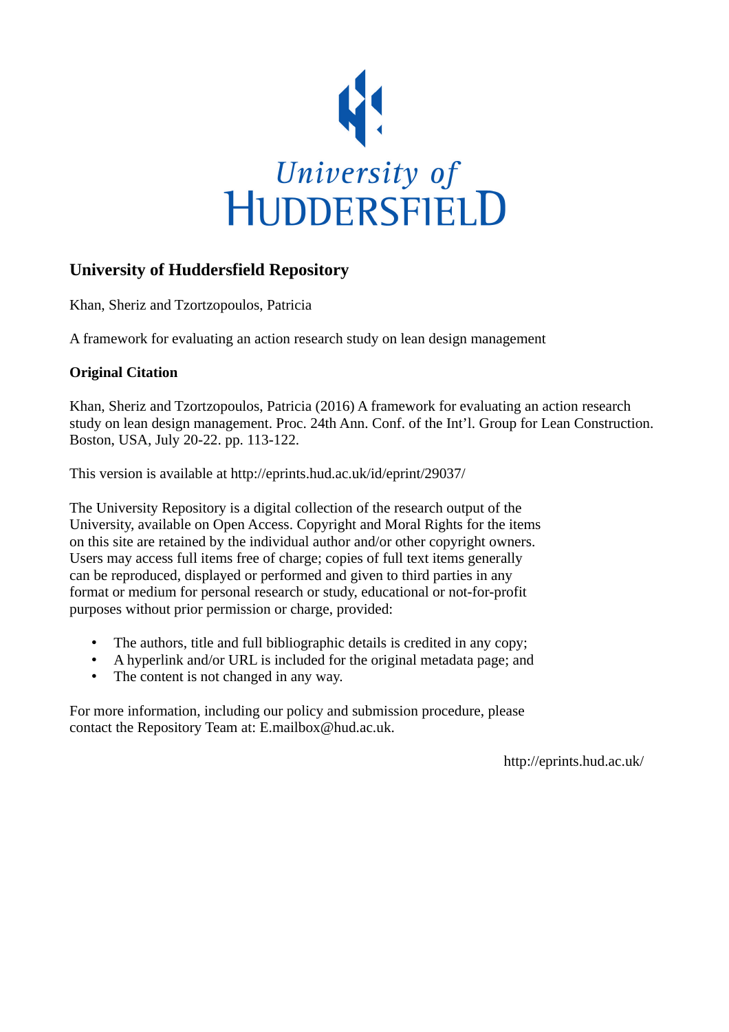University of HUDDERSFIELD

## University of Huddersfield Repository

Khan, Sheriz and Tzortzopoulos, Patricia

A framework for evaluating an action research study on lean design management

### Original Citation

Khan, Sheriz and Tzortzopoulos, Patricia (2016) A framework for evaluating an action research study on lean design management. Proc. 24th Ann. Conf. of the Int'l. Group for Lean Construction. Boston, USA, July 20-22. pp. 113-122.

This version is available at http://eprints.hud.ac.uk/id/eprint/29037/

The University Repository is a digital collection of the research output of the University, available on Open Access. Copyright and Moral Rights for the items on this site are retained by the individual author and/or other copyright owners. Users may access full items free of charge; copies of full text items generally can be reproduced, displayed or performed and given to third parties in any format or medium for personal research or study, educational or not-for-profit purposes without prior permission or charge, provided:

- The authors, title and full bibliographic details is credited in any copy;
- A hyperlink and/or URL is included for the original metadata page; and
- The content is not changed in any way.

For more information, including our policy and submission procedure, please contact the Repository Team at: E.mailbox@hud.ac.uk.

http://eprints.hud.ac.uk/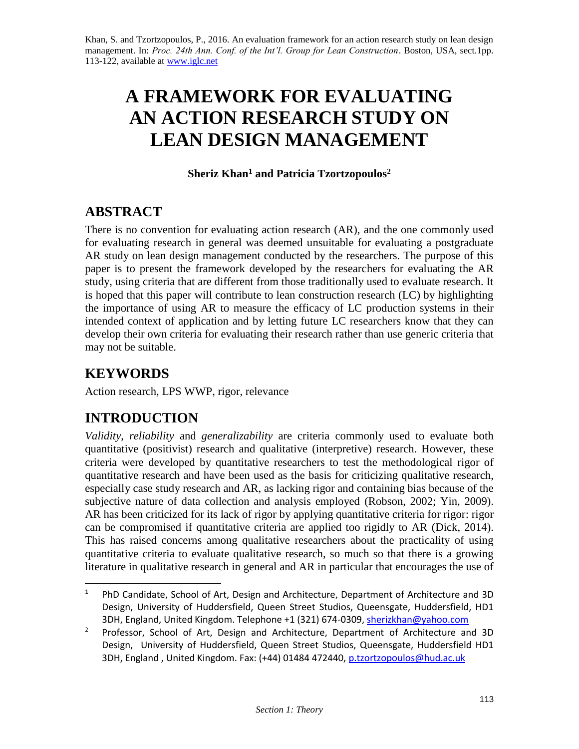Khan, S. and Tzortzopoulos, P., 2016. An evaluation framework for an action research study on lean design management. In: *Proc. 24th Ann. Conf. of the Int'l. Group for Lean Construction*. Boston, USA, sect.1pp. 113-122, available at www.iglc.net

# A FRAMEWORK FOR EVALUATING AN ACTION RESEARCH STUDY ON LEAN DESIGN MANAGEMENT

**Sheriz Khan[1] and Patricia Tzortzopoulos[2]**

## ABSTRACT

There is no convention for evaluating action research (AR), and the one commonly used for evaluating research in general was deemed unsuitable for evaluating a postgraduate AR study on lean design management conducted by the researchers. The purpose of this paper is to present the framework developed by the researchers for evaluating the AR study, using criteria that are different from those traditionally used to evaluate research. It is hoped that this paper will contribute to lean construction research (LC) by highlighting the importance of using AR to measure the efficacy of LC production systems in their intended context of application and by letting future LC researchers know that they can develop their own criteria for evaluating their research rather than use generic criteria that may not be suitable.

## KEYWORDS

Action research, LPS WWP, rigor, relevance

## INTRODUCTION

*Validity*, *reliability* and *generalizability* are criteria commonly used to evaluate both quantitative (positivist) research and qualitative (interpretive) research. However, these criteria were developed by quantitative researchers to test the methodological rigor of quantitative research and have been used as the basis for criticizing qualitative research, especially case study research and AR, as lacking rigor and containing bias because of the subjective nature of data collection and analysis employed (Robson, 2002; Yin, 2009). AR has been criticized for its lack of rigor by applying quantitative criteria for rigor: rigor can be compromised if quantitative criteria are applied too rigidly to AR (Dick, 2014). This has raised concerns among qualitative researchers about the practicality of using quantitative criteria to evaluate qualitative research, so much so that there is a growing literature in qualitative research in general and AR in particular that encourages the use of

---

[1] PhD Candidate, School of Art, Design and Architecture, Department of Architecture and 3D Design, University of Huddersfield, Queen Street Studios, Queensgate, Huddersfield, HD1 3DH, England, United Kingdom. Telephone +1 (321) 674-0309, sherizkhan@yahoo.com

[2] Professor, School of Art, Design and Architecture, Department of Architecture and 3D Design, University of Huddersfield, Queen Street Studios, Queensgate, Huddersfield HD1 3DH, England , United Kingdom. Fax: (+44) 01484 472440, p.tzortzopoulos@hud.ac.uk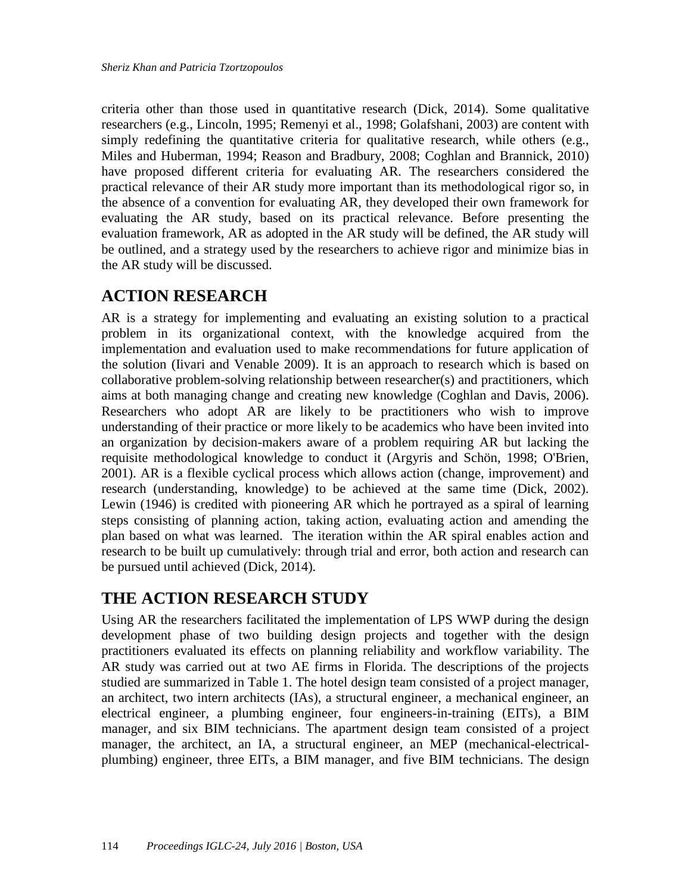criteria other than those used in quantitative research (Dick, 2014). Some qualitative researchers (e.g., Lincoln, 1995; Remenyi et al., 1998; Golafshani, 2003) are content with simply redefining the quantitative criteria for qualitative research, while others (e.g., Miles and Huberman, 1994; Reason and Bradbury, 2008; Coghlan and Brannick, 2010) have proposed different criteria for evaluating AR. The researchers considered the practical relevance of their AR study more important than its methodological rigor so, in the absence of a convention for evaluating AR, they developed their own framework for evaluating the AR study, based on its practical relevance. Before presenting the evaluation framework, AR as adopted in the AR study will be defined, the AR study will be outlined, and a strategy used by the researchers to achieve rigor and minimize bias in the AR study will be discussed.

## ACTION RESEARCH

AR is a strategy for implementing and evaluating an existing solution to a practical problem in its organizational context, with the knowledge acquired from the implementation and evaluation used to make recommendations for future application of the solution (Iivari and Venable 2009). It is an approach to research which is based on collaborative problem-solving relationship between researcher(s) and practitioners, which aims at both managing change and creating new knowledge (Coghlan and Davis, 2006). Researchers who adopt AR are likely to be practitioners who wish to improve understanding of their practice or more likely to be academics who have been invited into an organization by decision-makers aware of a problem requiring AR but lacking the requisite methodological knowledge to conduct it (Argyris and Schön, 1998; O'Brien, 2001). AR is a flexible cyclical process which allows action (change, improvement) and research (understanding, knowledge) to be achieved at the same time (Dick, 2002). Lewin (1946) is credited with pioneering AR which he portrayed as a spiral of learning steps consisting of planning action, taking action, evaluating action and amending the plan based on what was learned. The iteration within the AR spiral enables action and research to be built up cumulatively: through trial and error, both action and research can be pursued until achieved (Dick, 2014).

## THE ACTION RESEARCH STUDY

Using AR the researchers facilitated the implementation of LPS WWP during the design development phase of two building design projects and together with the design practitioners evaluated its effects on planning reliability and workflow variability. The AR study was carried out at two AE firms in Florida. The descriptions of the projects studied are summarized in Table 1. The hotel design team consisted of a project manager, an architect, two intern architects (IAs), a structural engineer, a mechanical engineer, an electrical engineer, a plumbing engineer, four engineers-in-training (EITs), a BIM manager, and six BIM technicians. The apartment design team consisted of a project manager, the architect, an IA, a structural engineer, an MEP (mechanical-electrical-plumbing) engineer, three EITs, a BIM manager, and five BIM technicians. The design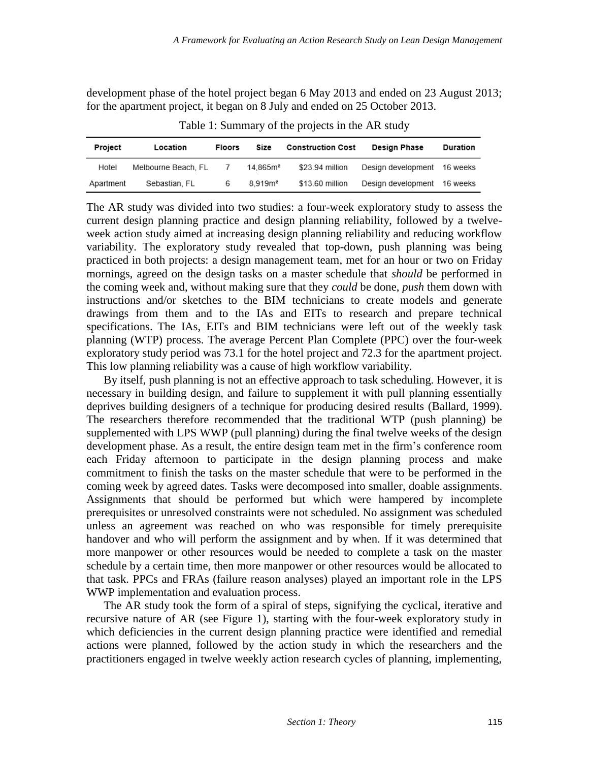development phase of the hotel project began 6 May 2013 and ended on 23 August 2013; for the apartment project, it began on 8 July and ended on 25 October 2013.

Table 1: Summary of the projects in the AR study

| Project | Location | Floors | Size | Construction Cost | Design Phase | Duration |
|---|---|---|---|---|---|---|
| Hotel | Melbourne Beach, FL | 7 | 14,865m² | $23.94 million | Design development | 16 weeks |
| Apartment | Sebastian, FL | 6 | 8,919m² | $13.60 million | Design development | 16 weeks |

The AR study was divided into two studies: a four-week exploratory study to assess the current design planning practice and design planning reliability, followed by a twelve-week action study aimed at increasing design planning reliability and reducing workflow variability. The exploratory study revealed that top-down, push planning was being practiced in both projects: a design management team, met for an hour or two on Friday mornings, agreed on the design tasks on a master schedule that *should* be performed in the coming week and, without making sure that they *could* be done, *push* them down with instructions and/or sketches to the BIM technicians to create models and generate drawings from them and to the IAs and EITs to research and prepare technical specifications. The IAs, EITs and BIM technicians were left out of the weekly task planning (WTP) process. The average Percent Plan Complete (PPC) over the four-week exploratory study period was 73.1 for the hotel project and 72.3 for the apartment project. This low planning reliability was a cause of high workflow variability.

By itself, push planning is not an effective approach to task scheduling. However, it is necessary in building design, and failure to supplement it with pull planning essentially deprives building designers of a technique for producing desired results (Ballard, 1999). The researchers therefore recommended that the traditional WTP (push planning) be supplemented with LPS WWP (pull planning) during the final twelve weeks of the design development phase. As a result, the entire design team met in the firm's conference room each Friday afternoon to participate in the design planning process and make commitment to finish the tasks on the master schedule that were to be performed in the coming week by agreed dates. Tasks were decomposed into smaller, doable assignments. Assignments that should be performed but which were hampered by incomplete prerequisites or unresolved constraints were not scheduled. No assignment was scheduled unless an agreement was reached on who was responsible for timely prerequisite handover and who will perform the assignment and by when. If it was determined that more manpower or other resources would be needed to complete a task on the master schedule by a certain time, then more manpower or other resources would be allocated to that task. PPCs and FRAs (failure reason analyses) played an important role in the LPS WWP implementation and evaluation process.

The AR study took the form of a spiral of steps, signifying the cyclical, iterative and recursive nature of AR (see Figure 1), starting with the four-week exploratory study in which deficiencies in the current design planning practice were identified and remedial actions were planned, followed by the action study in which the researchers and the practitioners engaged in twelve weekly action research cycles of planning, implementing,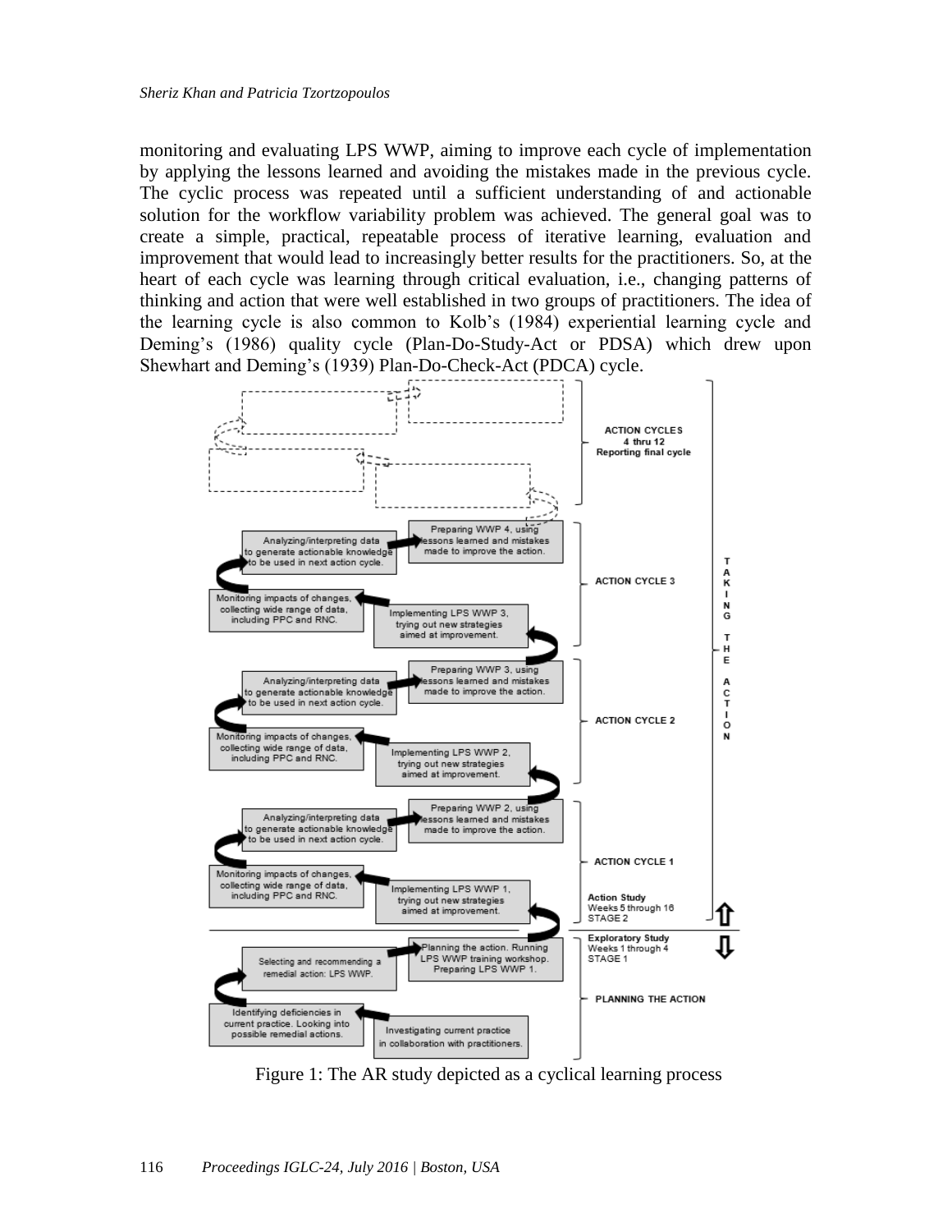monitoring and evaluating LPS WWP, aiming to improve each cycle of implementation by applying the lessons learned and avoiding the mistakes made in the previous cycle. The cyclic process was repeated until a sufficient understanding of and actionable solution for the workflow variability problem was achieved. The general goal was to create a simple, practical, repeatable process of iterative learning, evaluation and improvement that would lead to increasingly better results for the practitioners. So, at the heart of each cycle was learning through critical evaluation, i.e., changing patterns of thinking and action that were well established in two groups of practitioners. The idea of the learning cycle is also common to Kolb's (1984) experiential learning cycle and Deming's (1986) quality cycle (Plan-Do-Study-Act or PDSA) which drew upon Shewhart and Deming's (1939) Plan-Do-Check-Act (PDCA) cycle.

ACTION CYCLES
4 thru 12
Reporting final cycle

TAKING THE ACTION

ACTION CYCLE 3

Preparing WWP 4, using lessons learned and mistakes made to improve the action.

Analyzing/interpreting data to generate actionable knowledge to be used in next action cycle.

Monitoring impacts of changes, collecting wide range of data, including PPC and RNC.

Implementing LPS WWP 3, trying out new strategies aimed at improvement.

ACTION CYCLE 2

Preparing WWP 3, using lessons learned and mistakes made to improve the action.

Analyzing/interpreting data to generate actionable knowledge to be used in next action cycle.

Monitoring impacts of changes, collecting wide range of data, including PPC and RNC.

Implementing LPS WWP 2, trying out new strategies aimed at improvement.

ACTION CYCLE 1

Preparing WWP 2, using lessons learned and mistakes made to improve the action.

Analyzing/interpreting data to generate actionable knowledge to be used in next action cycle.

Monitoring impacts of changes, collecting wide range of data, including PPC and RNC.

Implementing LPS WWP 1, trying out new strategies aimed at improvement.

Action Study
Weeks 5 through 16
STAGE 2

Exploratory Study
Weeks 1 through 4
STAGE 1

PLANNING THE ACTION

Planning the action. Running LPS WWP training workshop. Preparing LPS WWP 1.

Selecting and recommending a remedial action: LPS WWP.

Identifying deficiencies in current practice. Looking into possible remedial actions.

Investigating current practice in collaboration with practitioners.

Figure 1: The AR study depicted as a cyclical learning process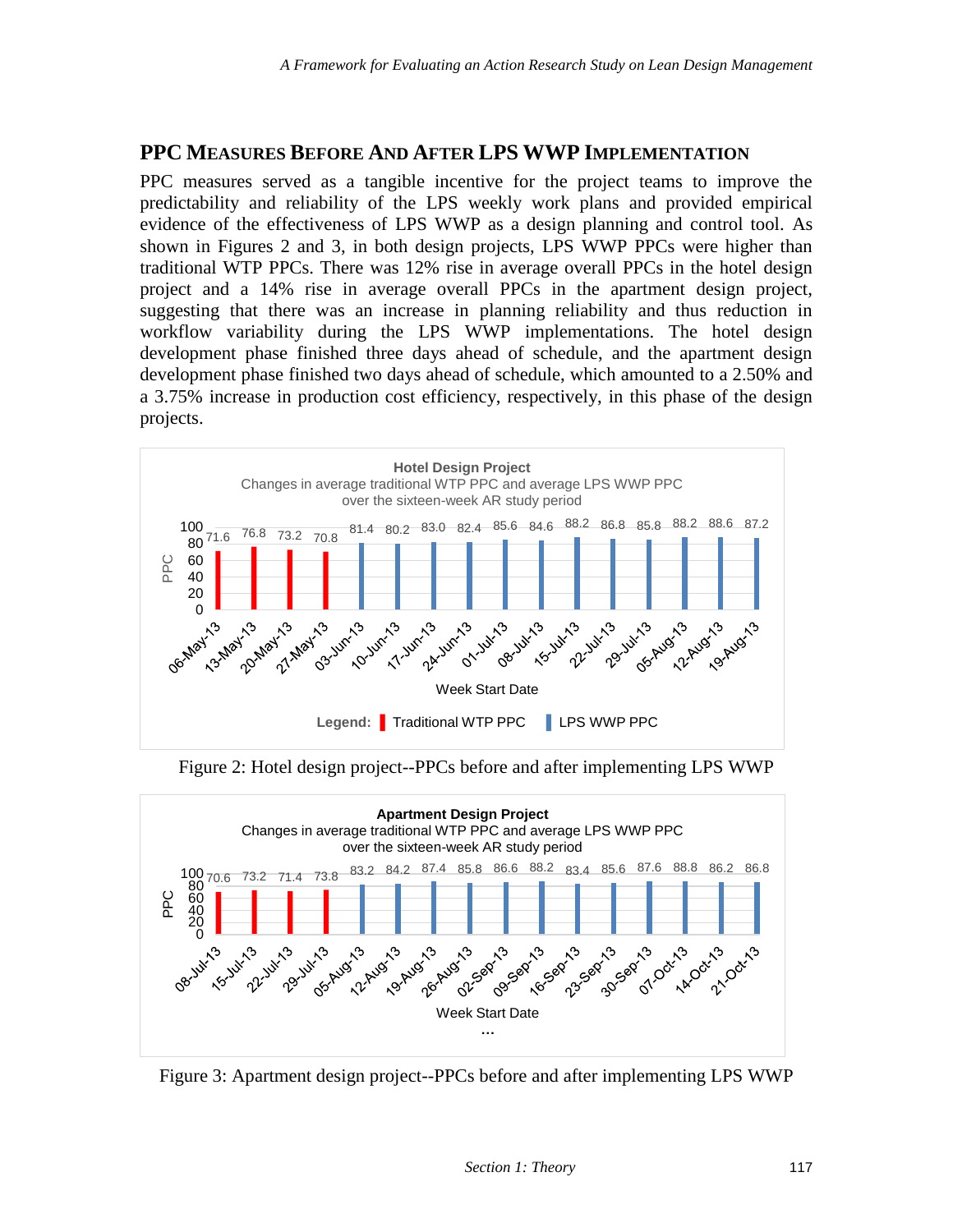## PPC Measures Before And After LPS WWP Implementation

PPC measures served as a tangible incentive for the project teams to improve the predictability and reliability of the LPS weekly work plans and provided empirical evidence of the effectiveness of LPS WWP as a design planning and control tool. As shown in Figures 2 and 3, in both design projects, LPS WWP PPCs were higher than traditional WTP PPCs. There was 12% rise in average overall PPCs in the hotel design project and a 14% rise in average overall PPCs in the apartment design project, suggesting that there was an increase in planning reliability and thus reduction in workflow variability during the LPS WWP implementations. The hotel design development phase finished three days ahead of schedule, and the apartment design development phase finished two days ahead of schedule, which amounted to a 2.50% and a 3.75% increase in production cost efficiency, respectively, in this phase of the design projects.

Hotel Design Project
Changes in average traditional WTP PPC and average LPS WWP PPC over the sixteen-week AR study period

PPC
100
80
60
40
20
0

71.6 76.8 73.2 70.8 81.4 80.2 83.0 82.4 85.6 84.6 88.2 86.8 85.8 88.2 88.6 87.2

06-May-13 13-May-13 20-May-13 27-May-13 03-Jun-13 10-Jun-13 17-Jun-13 24-Jun-13 01-Jul-13 08-Jul-13 15-Jul-13 22-Jul-13 29-Jul-13 05-Aug-13 12-Aug-13 19-Aug-13

Week Start Date

Legend: Traditional WTP PPC LPS WWP PPC

Figure 2: Hotel design project--PPCs before and after implementing LPS WWP

Apartment Design Project
Changes in average traditional WTP PPC and average LPS WWP PPC over the sixteen-week AR study period

PPC
100
80
60
40
20
0

70.6 73.2 71.4 73.8 83.2 84.2 87.4 85.8 86.6 88.2 83.4 85.6 87.6 88.8 86.2 86.8

08-Jul-13 15-Jul-13 22-Jul-13 29-Jul-13 05-Aug-13 12-Aug-13 19-Aug-13 26-Aug-13 02-Sep-13 09-Sep-13 16-Sep-13 23-Sep-13 30-Sep-13 07-Oct-13 14-Oct-13 21-Oct-13

Week Start Date

...

Figure 3: Apartment design project--PPCs before and after implementing LPS WWP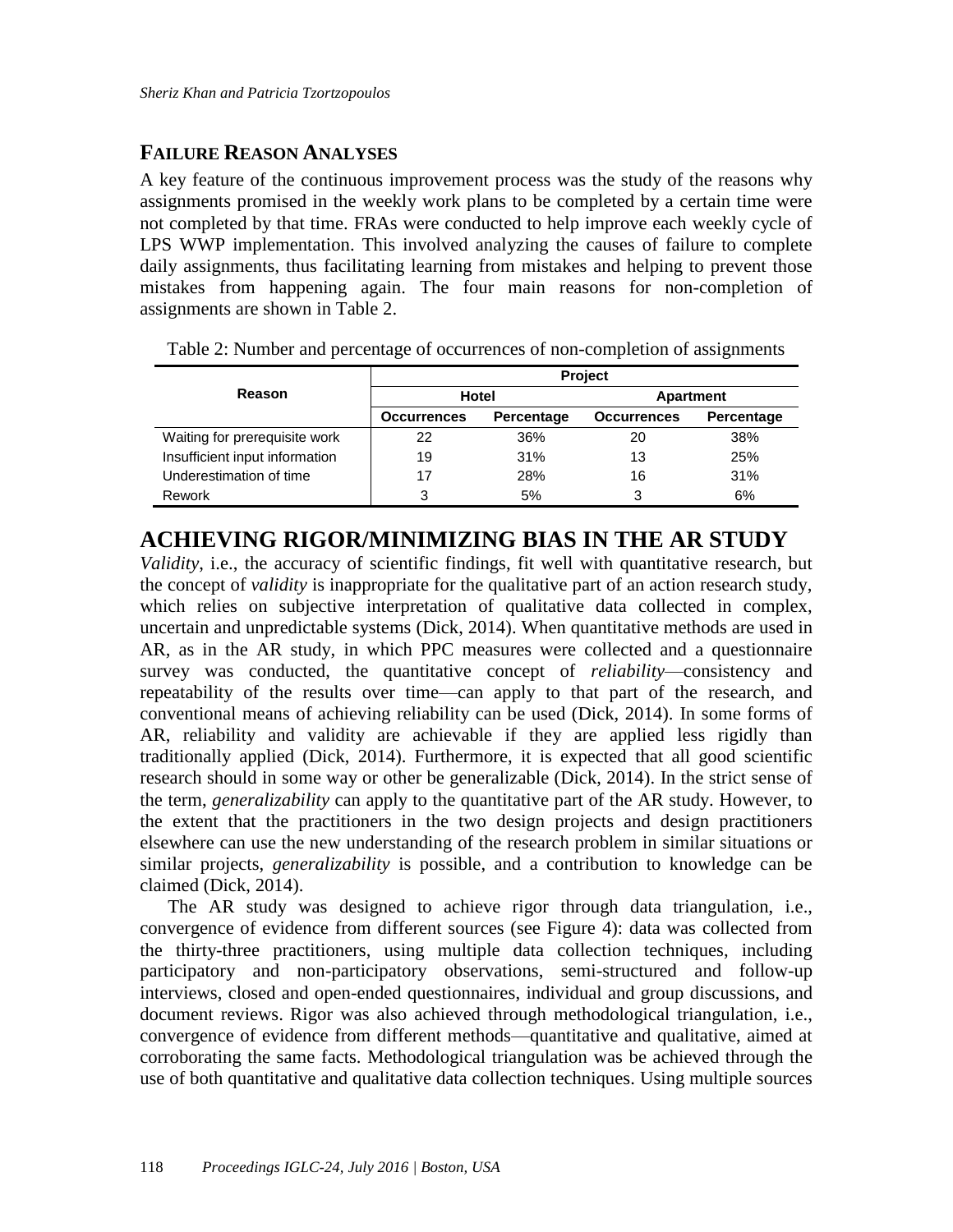## FAILURE REASON ANALYSES

A key feature of the continuous improvement process was the study of the reasons why assignments promised in the weekly work plans to be completed by a certain time were not completed by that time. FRAs were conducted to help improve each weekly cycle of LPS WWP implementation. This involved analyzing the causes of failure to complete daily assignments, thus facilitating learning from mistakes and helping to prevent those mistakes from happening again. The four main reasons for non-completion of assignments are shown in Table 2.

Table 2: Number and percentage of occurrences of non-completion of assignments

| Reason | Project | | | |
|---|---|---|---|---|
| | Hotel | | Apartment | |
| | Occurrences | Percentage | Occurrences | Percentage |
| Waiting for prerequisite work | 22 | 36% | 20 | 38% |
| Insufficient input information | 19 | 31% | 13 | 25% |
| Underestimation of time | 17 | 28% | 16 | 31% |
| Rework | 3 | 5% | 3 | 6% |

# ACHIEVING RIGOR/MINIMIZING BIAS IN THE AR STUDY

*Validity*, i.e., the accuracy of scientific findings, fit well with quantitative research, but the concept of *validity* is inappropriate for the qualitative part of an action research study, which relies on subjective interpretation of qualitative data collected in complex, uncertain and unpredictable systems (Dick, 2014). When quantitative methods are used in AR, as in the AR study, in which PPC measures were collected and a questionnaire survey was conducted, the quantitative concept of *reliability*—consistency and repeatability of the results over time—can apply to that part of the research, and conventional means of achieving reliability can be used (Dick, 2014). In some forms of AR, reliability and validity are achievable if they are applied less rigidly than traditionally applied (Dick, 2014). Furthermore, it is expected that all good scientific research should in some way or other be generalizable (Dick, 2014). In the strict sense of the term, *generalizability* can apply to the quantitative part of the AR study. However, to the extent that the practitioners in the two design projects and design practitioners elsewhere can use the new understanding of the research problem in similar situations or similar projects, *generalizability* is possible, and a contribution to knowledge can be claimed (Dick, 2014).

The AR study was designed to achieve rigor through data triangulation, i.e., convergence of evidence from different sources (see Figure 4): data was collected from the thirty-three practitioners, using multiple data collection techniques, including participatory and non-participatory observations, semi-structured and follow-up interviews, closed and open-ended questionnaires, individual and group discussions, and document reviews. Rigor was also achieved through methodological triangulation, i.e., convergence of evidence from different methods—quantitative and qualitative, aimed at corroborating the same facts. Methodological triangulation was be achieved through the use of both quantitative and qualitative data collection techniques. Using multiple sources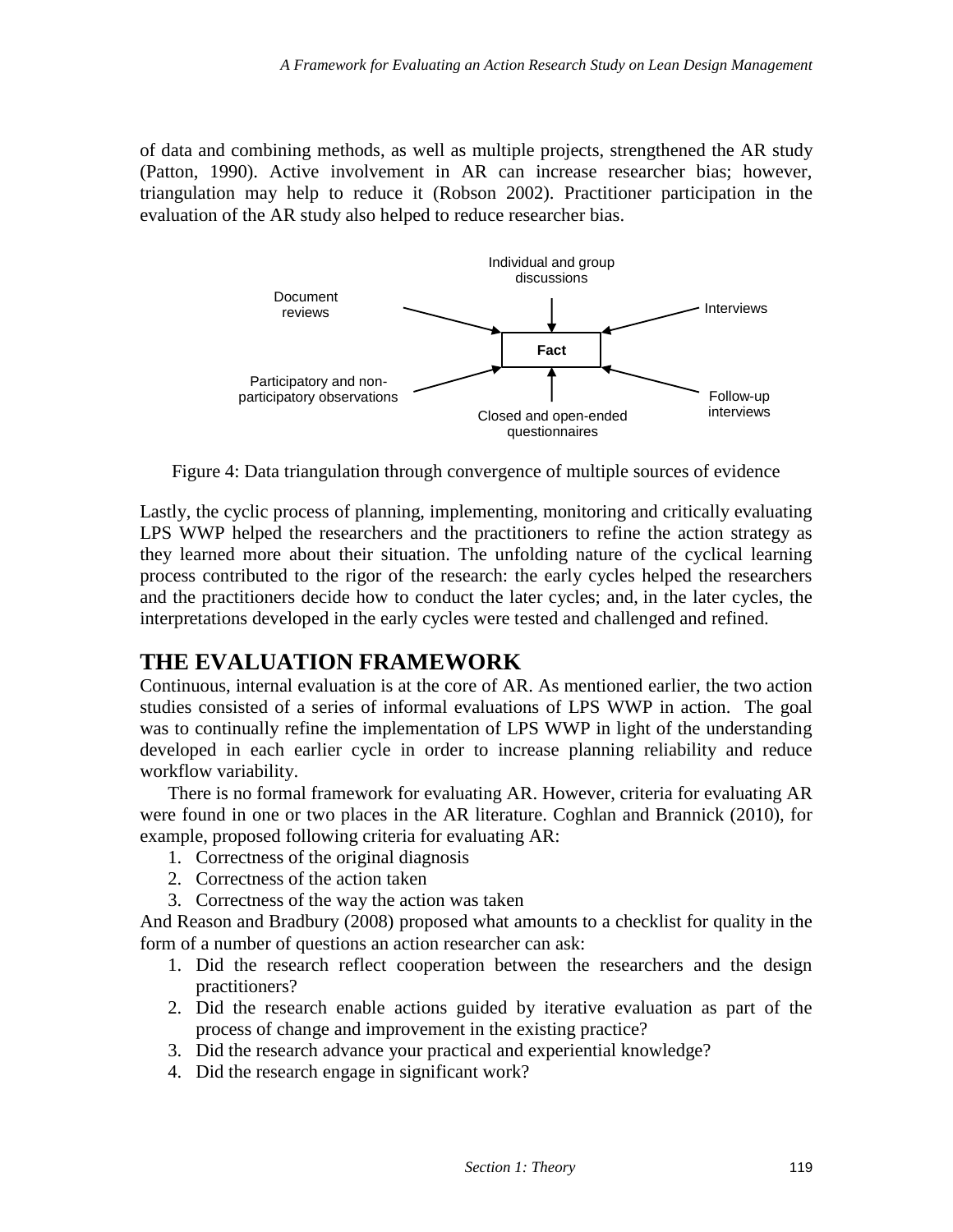of data and combining methods, as well as multiple projects, strengthened the AR study (Patton, 1990). Active involvement in AR can increase researcher bias; however, triangulation may help to reduce it (Robson 2002). Practitioner participation in the evaluation of the AR study also helped to reduce researcher bias.

Individual and group discussions

Document reviews

Interviews

Fact

Participatory and non-participatory observations

Follow-up interviews

Closed and open-ended questionnaires

Figure 4: Data triangulation through convergence of multiple sources of evidence

Lastly, the cyclic process of planning, implementing, monitoring and critically evaluating LPS WWP helped the researchers and the practitioners to refine the action strategy as they learned more about their situation. The unfolding nature of the cyclical learning process contributed to the rigor of the research: the early cycles helped the researchers and the practitioners decide how to conduct the later cycles; and, in the later cycles, the interpretations developed in the early cycles were tested and challenged and refined.

## THE EVALUATION FRAMEWORK

Continuous, internal evaluation is at the core of AR. As mentioned earlier, the two action studies consisted of a series of informal evaluations of LPS WWP in action. The goal was to continually refine the implementation of LPS WWP in light of the understanding developed in each earlier cycle in order to increase planning reliability and reduce workflow variability.

There is no formal framework for evaluating AR. However, criteria for evaluating AR were found in one or two places in the AR literature. Coghlan and Brannick (2010), for example, proposed following criteria for evaluating AR:

1. Correctness of the original diagnosis
2. Correctness of the action taken
3. Correctness of the way the action was taken

And Reason and Bradbury (2008) proposed what amounts to a checklist for quality in the form of a number of questions an action researcher can ask:

1. Did the research reflect cooperation between the researchers and the design practitioners?
2. Did the research enable actions guided by iterative evaluation as part of the process of change and improvement in the existing practice?
3. Did the research advance your practical and experiential knowledge?
4. Did the research engage in significant work?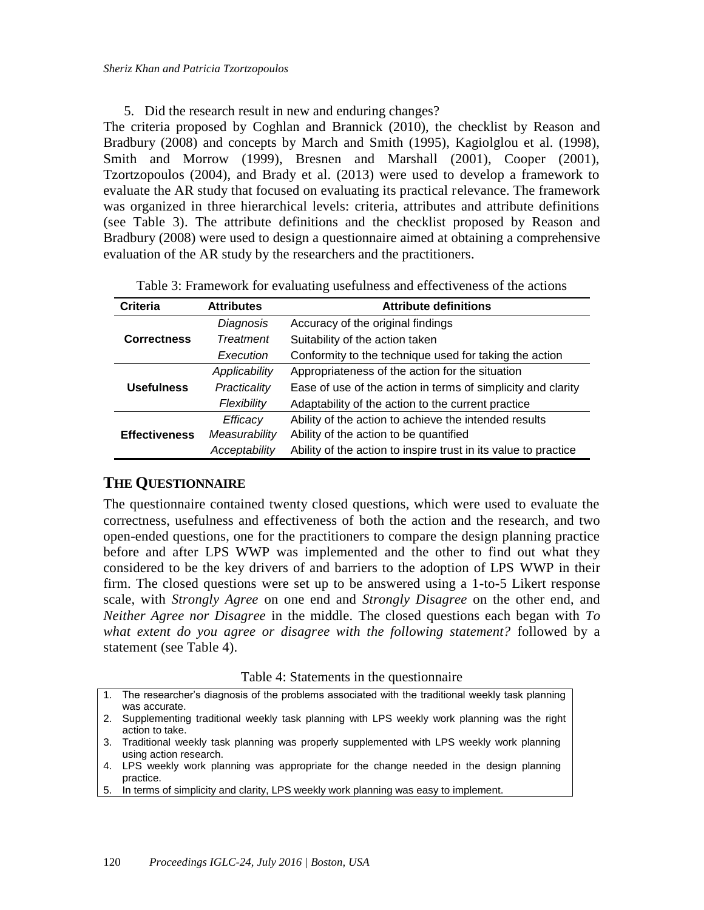5. Did the research result in new and enduring changes?

The criteria proposed by Coghlan and Brannick (2010), the checklist by Reason and Bradbury (2008) and concepts by March and Smith (1995), Kagiolglou et al. (1998), Smith and Morrow (1999), Bresnen and Marshall (2001), Cooper (2001), Tzortzopoulos (2004), and Brady et al. (2013) were used to develop a framework to evaluate the AR study that focused on evaluating its practical relevance. The framework was organized in three hierarchical levels: criteria, attributes and attribute definitions (see Table 3). The attribute definitions and the checklist proposed by Reason and Bradbury (2008) were used to design a questionnaire aimed at obtaining a comprehensive evaluation of the AR study by the researchers and the practitioners.

Table 3: Framework for evaluating usefulness and effectiveness of the actions

| Criteria | Attributes | Attribute definitions |
|---|---|---|
| **Correctness** | *Diagnosis* | Accuracy of the original findings |
| | *Treatment* | Suitability of the action taken |
| | *Execution* | Conformity to the technique used for taking the action |
| **Usefulness** | *Applicability* | Appropriateness of the action for the situation |
| | *Practicality* | Ease of use of the action in terms of simplicity and clarity |
| | *Flexibility* | Adaptability of the action to the current practice |
| **Effectiveness** | *Efficacy* | Ability of the action to achieve the intended results |
| | *Measurability* | Ability of the action to be quantified |
| | *Acceptability* | Ability of the action to inspire trust in its value to practice |

## THE QUESTIONNAIRE

The questionnaire contained twenty closed questions, which were used to evaluate the correctness, usefulness and effectiveness of both the action and the research, and two open-ended questions, one for the practitioners to compare the design planning practice before and after LPS WWP was implemented and the other to find out what they considered to be the key drivers of and barriers to the adoption of LPS WWP in their firm. The closed questions were set up to be answered using a 1-to-5 Likert response scale, with *Strongly Agree* on one end and *Strongly Disagree* on the other end, and *Neither Agree nor Disagree* in the middle. The closed questions each began with *To what extent do you agree or disagree with the following statement?* followed by a statement (see Table 4).

Table 4: Statements in the questionnaire

1. The researcher's diagnosis of the problems associated with the traditional weekly task planning was accurate.
2. Supplementing traditional weekly task planning with LPS weekly work planning was the right action to take.
3. Traditional weekly task planning was properly supplemented with LPS weekly work planning using action research.
4. LPS weekly work planning was appropriate for the change needed in the design planning practice.
5. In terms of simplicity and clarity, LPS weekly work planning was easy to implement.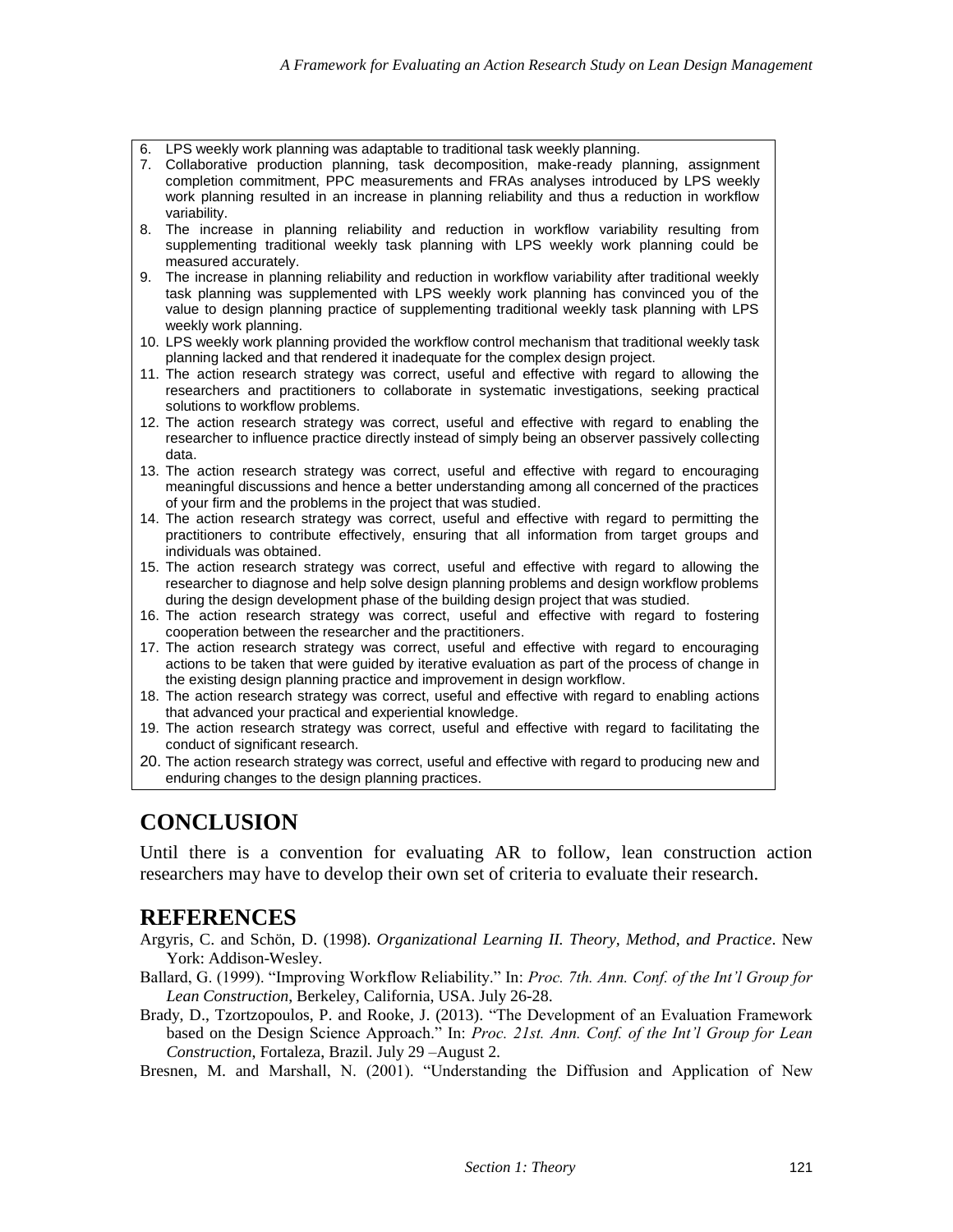6. LPS weekly work planning was adaptable to traditional task weekly planning.
7. Collaborative production planning, task decomposition, make-ready planning, assignment completion commitment, PPC measurements and FRAs analyses introduced by LPS weekly work planning resulted in an increase in planning reliability and thus a reduction in workflow variability.
8. The increase in planning reliability and reduction in workflow variability resulting from supplementing traditional weekly task planning with LPS weekly work planning could be measured accurately.
9. The increase in planning reliability and reduction in workflow variability after traditional weekly task planning was supplemented with LPS weekly work planning has convinced you of the value to design planning practice of supplementing traditional weekly task planning with LPS weekly work planning.
10. LPS weekly work planning provided the workflow control mechanism that traditional weekly task planning lacked and that rendered it inadequate for the complex design project.
11. The action research strategy was correct, useful and effective with regard to allowing the researchers and practitioners to collaborate in systematic investigations, seeking practical solutions to workflow problems.
12. The action research strategy was correct, useful and effective with regard to enabling the researcher to influence practice directly instead of simply being an observer passively collecting data.
13. The action research strategy was correct, useful and effective with regard to encouraging meaningful discussions and hence a better understanding among all concerned of the practices of your firm and the problems in the project that was studied.
14. The action research strategy was correct, useful and effective with regard to permitting the practitioners to contribute effectively, ensuring that all information from target groups and individuals was obtained.
15. The action research strategy was correct, useful and effective with regard to allowing the researcher to diagnose and help solve design planning problems and design workflow problems during the design development phase of the building design project that was studied.
16. The action research strategy was correct, useful and effective with regard to fostering cooperation between the researcher and the practitioners.
17. The action research strategy was correct, useful and effective with regard to encouraging actions to be taken that were guided by iterative evaluation as part of the process of change in the existing design planning practice and improvement in design workflow.
18. The action research strategy was correct, useful and effective with regard to enabling actions that advanced your practical and experiential knowledge.
19. The action research strategy was correct, useful and effective with regard to facilitating the conduct of significant research.
20. The action research strategy was correct, useful and effective with regard to producing new and enduring changes to the design planning practices.

## CONCLUSION

Until there is a convention for evaluating AR to follow, lean construction action researchers may have to develop their own set of criteria to evaluate their research.

## REFERENCES

Argyris, C. and Schön, D. (1998). *Organizational Learning II. Theory, Method, and Practice*. New York: Addison-Wesley.

Ballard, G. (1999). "Improving Workflow Reliability." In: *Proc. 7th. Ann. Conf. of the Int'l Group for Lean Construction*, Berkeley, California, USA. July 26-28.

Brady, D., Tzortzopoulos, P. and Rooke, J. (2013). "The Development of an Evaluation Framework based on the Design Science Approach." In: *Proc. 21st. Ann. Conf. of the Int'l Group for Lean Construction*, Fortaleza, Brazil. July 29 –August 2.

Bresnen, M. and Marshall, N. (2001). "Understanding the Diffusion and Application of New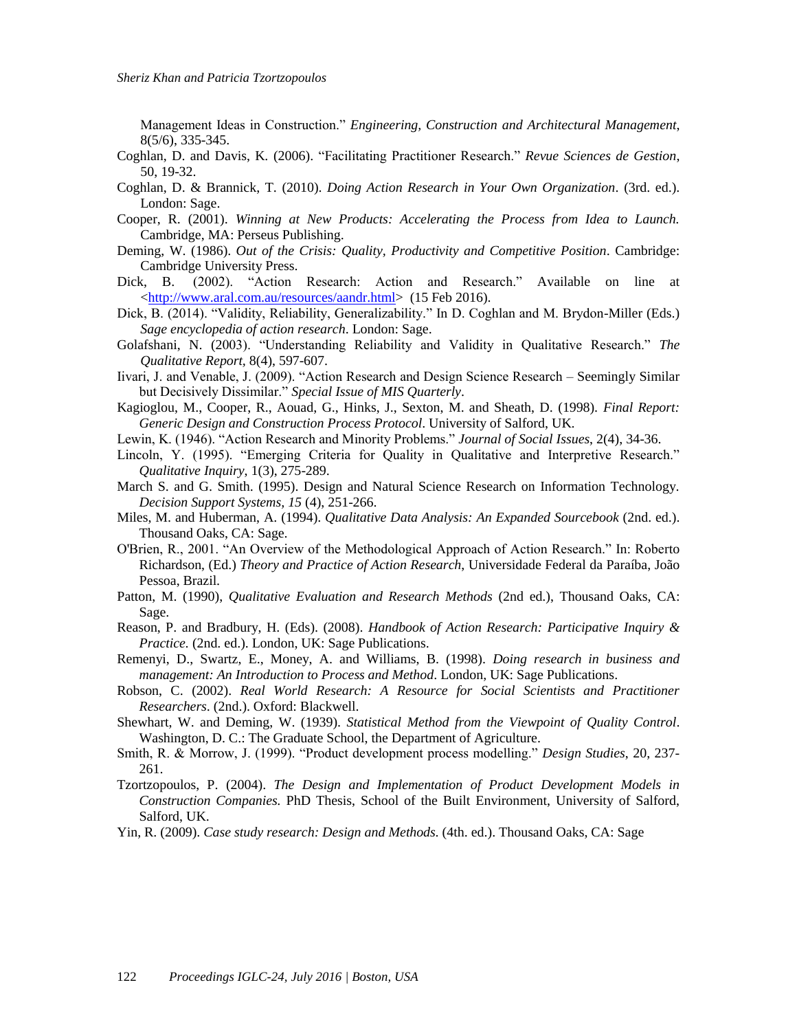Management Ideas in Construction." *Engineering, Construction and Architectural Management*, 8(5/6), 335-345.

Coghlan, D. and Davis, K. (2006). "Facilitating Practitioner Research." *Revue Sciences de Gestion*, 50, 19-32.

Coghlan, D. & Brannick, T. (2010). *Doing Action Research in Your Own Organization*. (3rd. ed.). London: Sage.

Cooper, R. (2001). *Winning at New Products: Accelerating the Process from Idea to Launch.* Cambridge, MA: Perseus Publishing.

Deming, W. (1986). *Out of the Crisis: Quality, Productivity and Competitive Position*. Cambridge: Cambridge University Press.

Dick, B. (2002). "Action Research: Action and Research." Available on line at <http://www.aral.com.au/resources/aandr.html> (15 Feb 2016).

Dick, B. (2014). "Validity, Reliability, Generalizability." In D. Coghlan and M. Brydon-Miller (Eds.) *Sage encyclopedia of action research*. London: Sage.

Golafshani, N. (2003). "Understanding Reliability and Validity in Qualitative Research." *The Qualitative Report*, 8(4), 597-607.

Iivari, J. and Venable, J. (2009). "Action Research and Design Science Research – Seemingly Similar but Decisively Dissimilar." *Special Issue of MIS Quarterly*.

Kagioglou, M., Cooper, R., Aouad, G., Hinks, J., Sexton, M. and Sheath, D. (1998). *Final Report: Generic Design and Construction Process Protocol*. University of Salford, UK.

Lewin, K. (1946). "Action Research and Minority Problems." *Journal of Social Issues*, 2(4), 34-36.

Lincoln, Y. (1995). "Emerging Criteria for Quality in Qualitative and Interpretive Research." *Qualitative Inquiry*, 1(3), 275-289.

March S. and G. Smith. (1995). Design and Natural Science Research on Information Technology. *Decision Support Systems, 15* (4), 251-266.

Miles, M. and Huberman, A. (1994). *Qualitative Data Analysis: An Expanded Sourcebook* (2nd. ed.). Thousand Oaks, CA: Sage.

O'Brien, R., 2001. "An Overview of the Methodological Approach of Action Research." In: Roberto Richardson, (Ed.) *Theory and Practice of Action Research*, Universidade Federal da Paraíba, João Pessoa, Brazil.

Patton, M. (1990), *Qualitative Evaluation and Research Methods* (2nd ed.), Thousand Oaks, CA: Sage.

Reason, P. and Bradbury, H. (Eds). (2008). *Handbook of Action Research: Participative Inquiry & Practice.* (2nd. ed.). London, UK: Sage Publications.

Remenyi, D., Swartz, E., Money, A. and Williams, B. (1998). *Doing research in business and management: An Introduction to Process and Method*. London, UK: Sage Publications.

Robson, C. (2002). *Real World Research: A Resource for Social Scientists and Practitioner Researchers*. (2nd.). Oxford: Blackwell.

Shewhart, W. and Deming, W. (1939). *Statistical Method from the Viewpoint of Quality Control*. Washington, D. C.: The Graduate School, the Department of Agriculture.

Smith, R. & Morrow, J. (1999). "Product development process modelling." *Design Studies*, 20, 237-261.

Tzortzopoulos, P. (2004). *The Design and Implementation of Product Development Models in Construction Companies.* PhD Thesis, School of the Built Environment, University of Salford, Salford, UK.

Yin, R. (2009). *Case study research: Design and Methods.* (4th. ed.). Thousand Oaks, CA: Sage